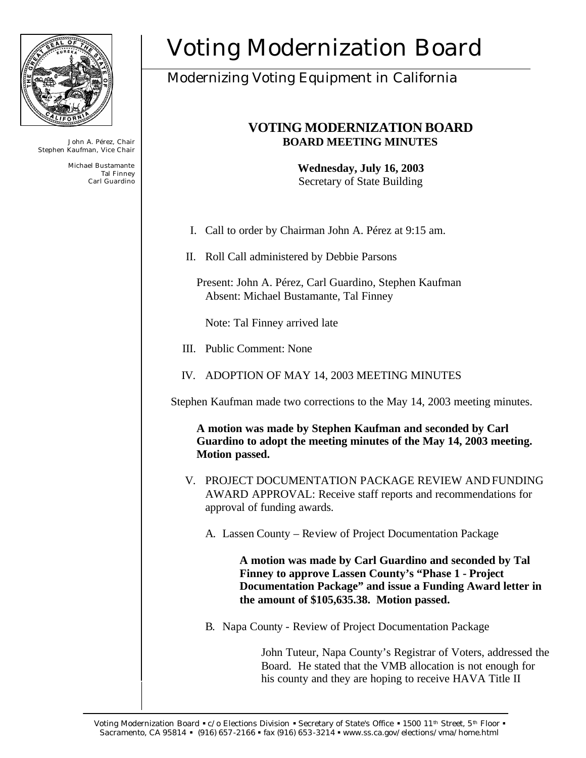# Voting Modernization Board

## Modernizing Voting Equipment in California

John A. Pérez, Chair
Stephen Kaufman, Vice Chair

Michael Bustamante
Tal Finney
Carl Guardino

**VOTING MODERNIZATION BOARD**
**BOARD MEETING MINUTES**

**Wednesday, July 16, 2003**
Secretary of State Building

I. Call to order by Chairman John A. Pérez at 9:15 am.

II. Roll Call administered by Debbie Parsons

Present: John A. Pérez, Carl Guardino, Stephen Kaufman
Absent: Michael Bustamante, Tal Finney

Note: Tal Finney arrived late

III. Public Comment: None

IV. ADOPTION OF MAY 14, 2003 MEETING MINUTES

Stephen Kaufman made two corrections to the May 14, 2003 meeting minutes.

**A motion was made by Stephen Kaufman and seconded by Carl Guardino to adopt the meeting minutes of the May 14, 2003 meeting. Motion passed.**

V. PROJECT DOCUMENTATION PACKAGE REVIEW AND FUNDING AWARD APPROVAL: Receive staff reports and recommendations for approval of funding awards.

A. Lassen County – Review of Project Documentation Package

**A motion was made by Carl Guardino and seconded by Tal Finney to approve Lassen County's "Phase 1 - Project Documentation Package" and issue a Funding Award letter in the amount of $105,635.38. Motion passed.**

B. Napa County - Review of Project Documentation Package

John Tuteur, Napa County's Registrar of Voters, addressed the Board. He stated that the VMB allocation is not enough for his county and they are hoping to receive HAVA Title II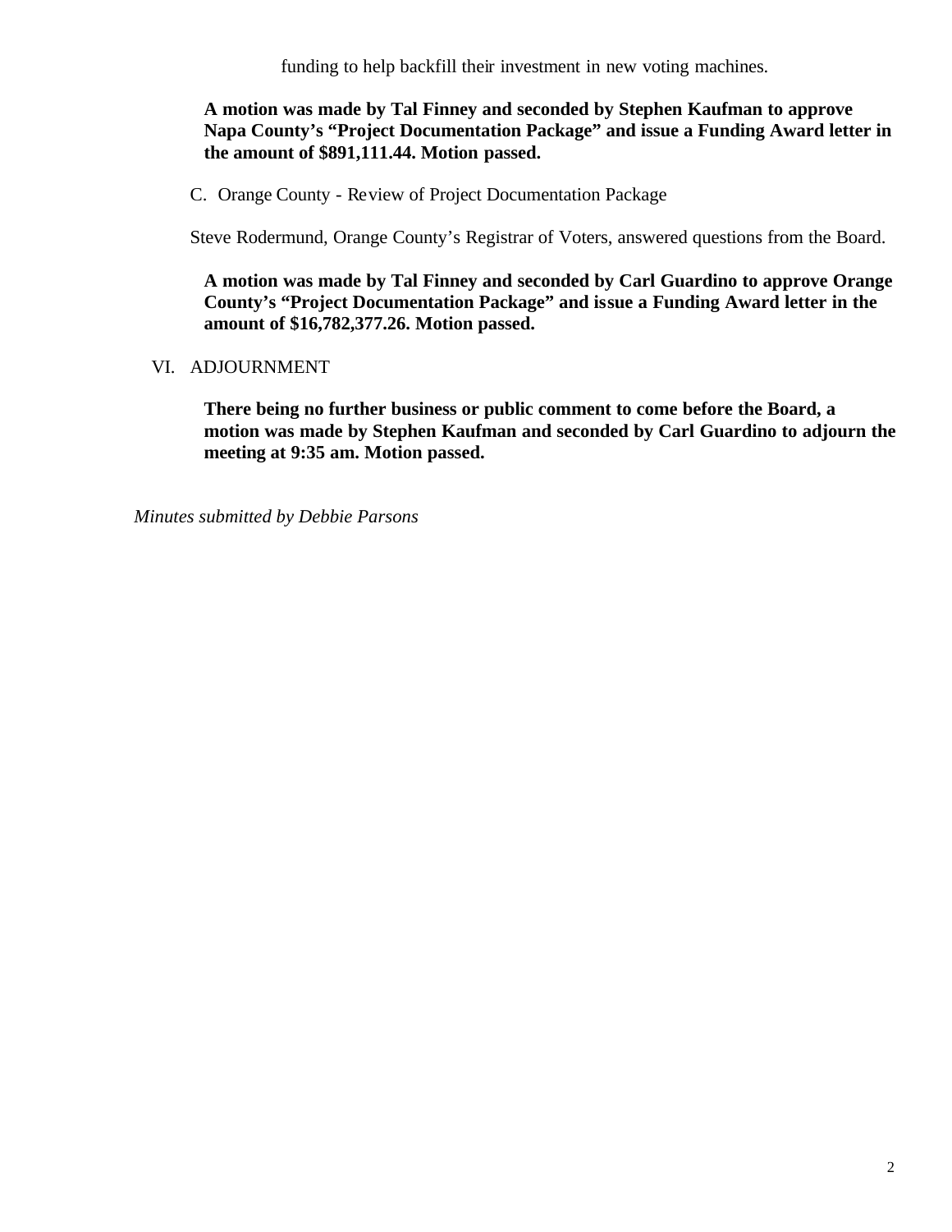funding to help backfill their investment in new voting machines.

**A motion was made by Tal Finney and seconded by Stephen Kaufman to approve Napa County's "Project Documentation Package" and issue a Funding Award letter in the amount of $891,111.44. Motion passed.**

C. Orange County - Review of Project Documentation Package

Steve Rodermund, Orange County's Registrar of Voters, answered questions from the Board.

**A motion was made by Tal Finney and seconded by Carl Guardino to approve Orange County's "Project Documentation Package" and issue a Funding Award letter in the amount of $16,782,377.26. Motion passed.**

VI. ADJOURNMENT

**There being no further business or public comment to come before the Board, a motion was made by Stephen Kaufman and seconded by Carl Guardino to adjourn the meeting at 9:35 am. Motion passed.**

*Minutes submitted by Debbie Parsons*